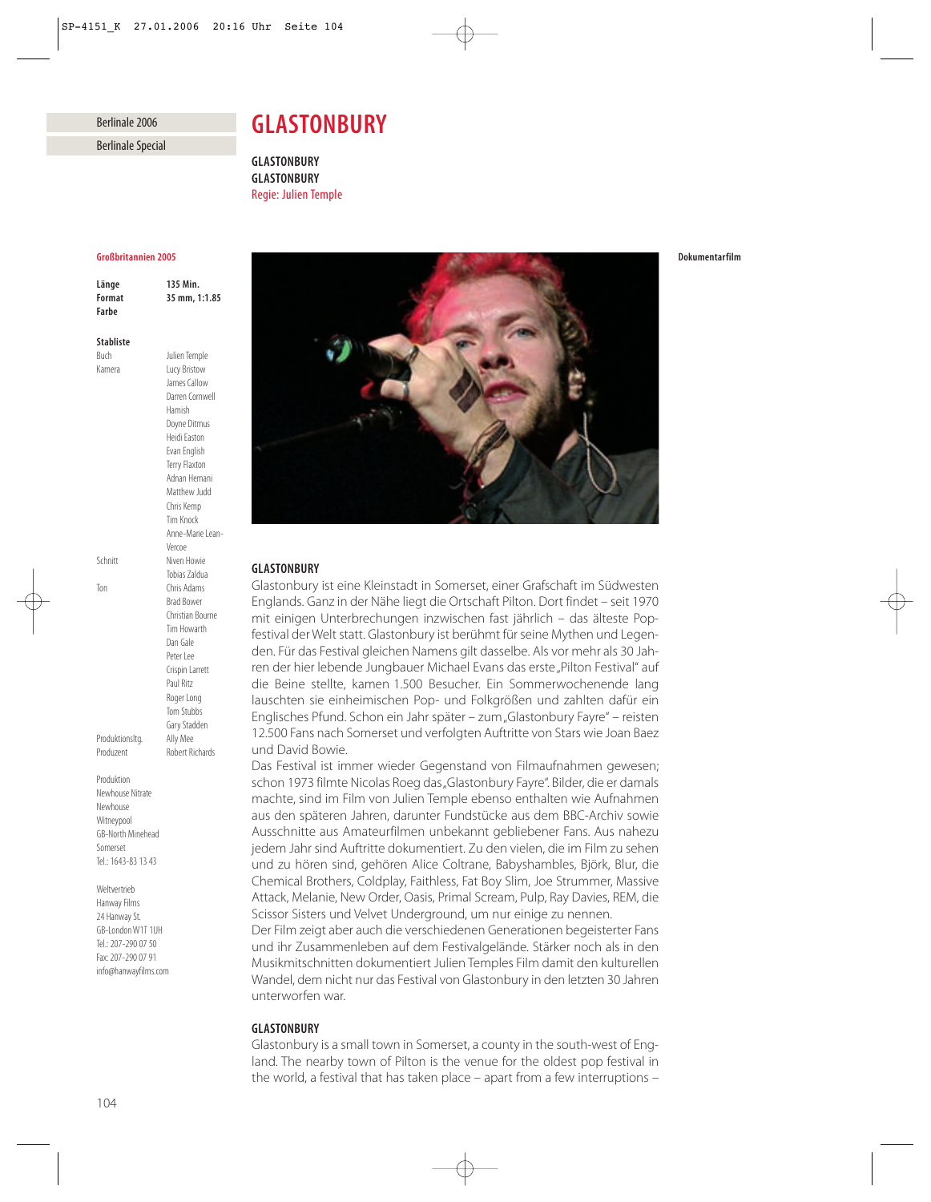Berlinale 2006

Berlinale Special

# GLASTONBURY

**GLASTONBURY**
**GLASTONBURY**
Regie: Julien Temple

**Großbritannien 2005**

**Dokumentarfilm**

| | |
|---|---|
| **Länge** | **135 Min.** |
| **Format** | **35 mm, 1:1.85** |
| **Farbe** | |

**Stabliste**

| | |
|---|---|
| Buch | Julien Temple |
| Kamera | Lucy Bristow, James Callow, Darren Cornwell, Hamish, Doyne Ditmus, Heidi Easton, Evan English, Terry Flaxton, Adnan Hemani, Matthew Judd, Chris Kemp, Tim Knock, Anne-Marie Lean-Vercoe |
| Schnitt | Niven Howie, Tobias Zaldua |
| Ton | Chris Adams, Brad Bower, Christian Bourne, Tim Howarth, Dan Gale, Peter Lee, Crispin Larrett, Paul Ritz, Roger Long, Tom Stubbs, Gary Stadden |
| Produktionsltg. | Ally Mee |
| Produzent | Robert Richards |

Produktion
Newhouse Nitrate
Newhouse
Witneypool
GB-North Minehead
Somerset
Tel.: 1643-83 13 43

Weltvertrieb
Hanway Films
24 Hanway St.
GB-London W1T 1UH
Tel.: 207-290 07 50
Fax: 207-290 07 91
info@hanwayfilms.com

### GLASTONBURY

Glastonbury ist eine Kleinstadt in Somerset, einer Grafschaft im Südwesten Englands. Ganz in der Nähe liegt die Ortschaft Pilton. Dort findet – seit 1970 mit einigen Unterbrechungen inzwischen fast jährlich – das älteste Popfestival der Welt statt. Glastonbury ist berühmt für seine Mythen und Legenden. Für das Festival gleichen Namens gilt dasselbe. Als vor mehr als 30 Jahren der hier lebende Jungbauer Michael Evans das erste „Pilton Festival" auf die Beine stellte, kamen 1.500 Besucher. Ein Sommerwochenende lang lauschten sie einheimischen Pop- und Folkgrößen und zahlten dafür ein Englisches Pfund. Schon ein Jahr später – zum „Glastonbury Fayre" – reisten 12.500 Fans nach Somerset und verfolgten Auftritte von Stars wie Joan Baez und David Bowie.

Das Festival ist immer wieder Gegenstand von Filmaufnahmen gewesen; schon 1973 filmte Nicolas Roeg das „Glastonbury Fayre". Bilder, die er damals machte, sind im Film von Julien Temple ebenso enthalten wie Aufnahmen aus den späteren Jahren, darunter Fundstücke aus dem BBC-Archiv sowie Ausschnitte aus Amateurfilmen unbekannt gebliebener Fans. Aus nahezu jedem Jahr sind Auftritte dokumentiert. Zu den vielen, die im Film zu sehen und zu hören sind, gehören Alice Coltrane, Babyshambles, Björk, Blur, die Chemical Brothers, Coldplay, Faithless, Fat Boy Slim, Joe Strummer, Massive Attack, Melanie, New Order, Oasis, Primal Scream, Pulp, Ray Davies, REM, die Scissor Sisters und Velvet Underground, um nur einige zu nennen.

Der Film zeigt aber auch die verschiedenen Generationen begeisterter Fans und ihr Zusammenleben auf dem Festivalgelände. Stärker noch als in den Musikmitschnitten dokumentiert Julien Temples Film damit den kulturellen Wandel, dem nicht nur das Festival von Glastonbury in den letzten 30 Jahren unterworfen war.

### GLASTONBURY

Glastonbury is a small town in Somerset, a county in the south-west of England. The nearby town of Pilton is the venue for the oldest pop festival in the world, a festival that has taken place – apart from a few interruptions –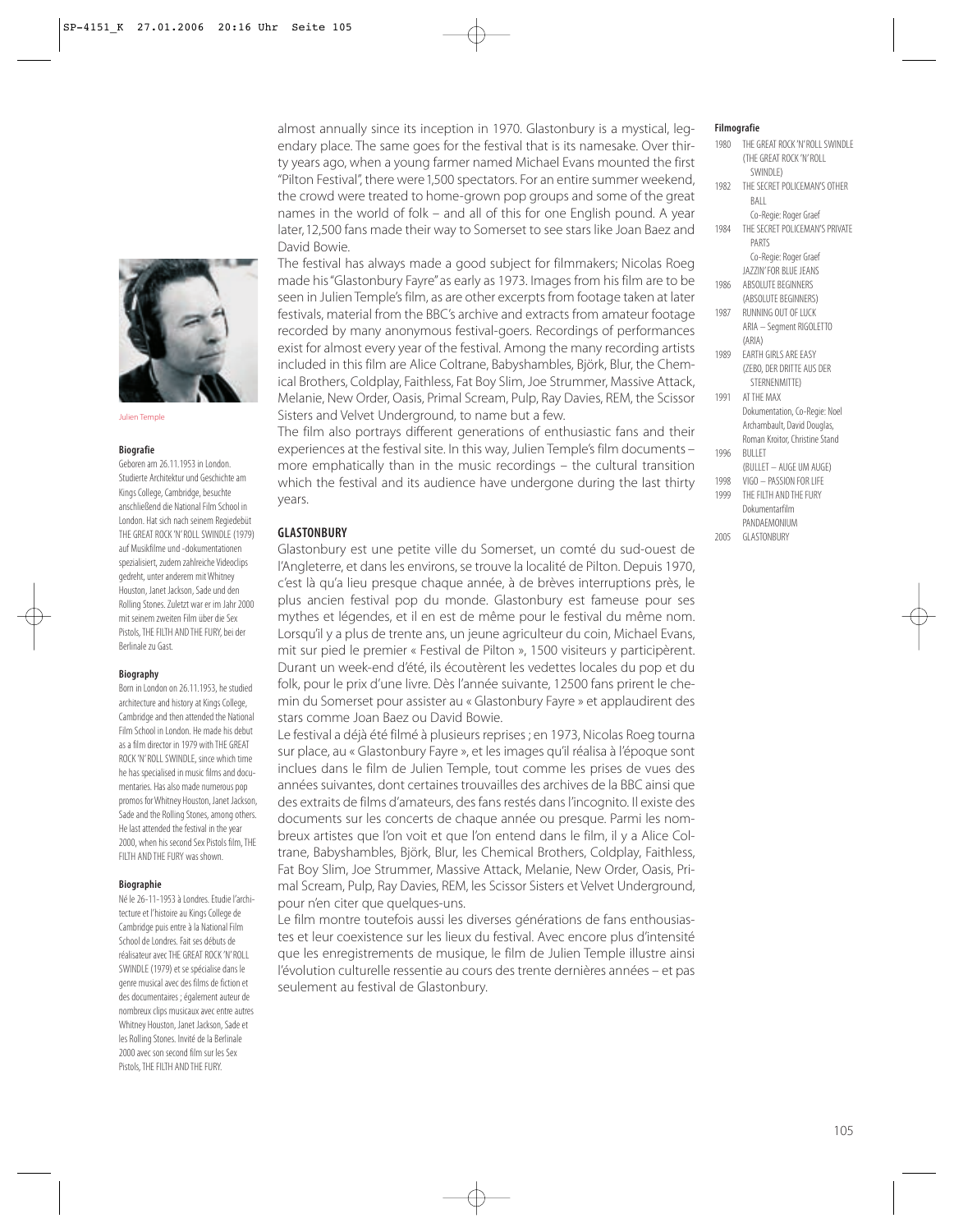almost annually since its inception in 1970. Glastonbury is a mystical, legendary place. The same goes for the festival that is its namesake. Over thirty years ago, when a young farmer named Michael Evans mounted the first "Pilton Festival", there were 1,500 spectators. For an entire summer weekend, the crowd were treated to home-grown pop groups and some of the great names in the world of folk – and all of this for one English pound. A year later, 12,500 fans made their way to Somerset to see stars like Joan Baez and David Bowie.

The festival has always made a good subject for filmmakers; Nicolas Roeg made his "Glastonbury Fayre" as early as 1973. Images from his film are to be seen in Julien Temple's film, as are other excerpts from footage taken at later festivals, material from the BBC's archive and extracts from amateur footage recorded by many anonymous festival-goers. Recordings of performances exist for almost every year of the festival. Among the many recording artists included in this film are Alice Coltrane, Babyshambles, Björk, Blur, the Chemical Brothers, Coldplay, Faithless, Fat Boy Slim, Joe Strummer, Massive Attack, Melanie, New Order, Oasis, Primal Scream, Pulp, Ray Davies, REM, the Scissor Sisters and Velvet Underground, to name but a few.

The film also portrays different generations of enthusiastic fans and their experiences at the festival site. In this way, Julien Temple's film documents – more emphatically than in the music recordings – the cultural transition which the festival and its audience have undergone during the last thirty years.

## GLASTONBURY

Glastonbury est une petite ville du Somerset, un comté du sud-ouest de l'Angleterre, et dans les environs, se trouve la localité de Pilton. Depuis 1970, c'est là qu'a lieu presque chaque année, à de brèves interruptions près, le plus ancien festival pop du monde. Glastonbury est fameuse pour ses mythes et légendes, et il en est de même pour le festival du même nom. Lorsqu'il y a plus de trente ans, un jeune agriculteur du coin, Michael Evans, mit sur pied le premier « Festival de Pilton », 1500 visiteurs y participèrent. Durant un week-end d'été, ils écoutèrent les vedettes locales du pop et du folk, pour le prix d'une livre. Dès l'année suivante, 12500 fans prirent le chemin du Somerset pour assister au « Glastonbury Fayre » et applaudirent des stars comme Joan Baez ou David Bowie.

Le festival a déjà été filmé à plusieurs reprises ; en 1973, Nicolas Roeg tourna sur place, au « Glastonbury Fayre », et les images qu'il réalisa à l'époque sont inclues dans le film de Julien Temple, tout comme les prises de vues des années suivantes, dont certaines trouvailles des archives de la BBC ainsi que des extraits de films d'amateurs, des fans restés dans l'incognito. Il existe des documents sur les concerts de chaque année ou presque. Parmi les nombreux artistes que l'on voit et que l'on entend dans le film, il y a Alice Coltrane, Babyshambles, Björk, Blur, les Chemical Brothers, Coldplay, Faithless, Fat Boy Slim, Joe Strummer, Massive Attack, Melanie, New Order, Oasis, Primal Scream, Pulp, Ray Davies, REM, les Scissor Sisters et Velvet Underground, pour n'en citer que quelques-uns.

Le film montre toutefois aussi les diverses générations de fans enthousiastes et leur coexistence sur les lieux du festival. Avec encore plus d'intensité que les enregistrements de musique, le film de Julien Temple illustre ainsi l'évolution culturelle ressentie au cours des trente dernières années – et pas seulement au festival de Glastonbury.

Julien Temple

#### Biografie

Geboren am 26.11.1953 in London. Studierte Architektur und Geschichte am Kings College, Cambridge, besuchte anschließend die National Film School in London. Hat sich nach seinem Regiedebüt THE GREAT ROCK 'N' ROLL SWINDLE (1979) auf Musikfilme und -dokumentationen spezialisiert, zudem zahlreiche Videoclips gedreht, unter anderem mit Whitney Houston, Janet Jackson, Sade und den Rolling Stones. Zuletzt war er im Jahr 2000 mit seinem zweiten Film über die Sex Pistols, THE FILTH AND THE FURY, bei der Berlinale zu Gast.

#### Biography

Born in London on 26.11.1953, he studied architecture and history at Kings College, Cambridge and then attended the National Film School in London. He made his debut as a film director in 1979 with THE GREAT ROCK 'N' ROLL SWINDLE, since which time he has specialised in music films and documentaries. Has also made numerous pop promos for Whitney Houston, Janet Jackson, Sade and the Rolling Stones, among others. He last attended the festival in the year 2000, when his second Sex Pistols film, THE FILTH AND THE FURY was shown.

#### Biographie

Né le 26-11-1953 à Londres. Etudie l'architecture et l'histoire au Kings College de Cambridge puis entre à la National Film School de Londres. Fait ses débuts de réalisateur avec THE GREAT ROCK 'N' ROLL SWINDLE (1979) et se spécialise dans le genre musical avec des films de fiction et des documentaires ; également auteur de nombreux clips musicaux avec entre autres Whitney Houston, Janet Jackson, Sade et les Rolling Stones. Invité de la Berlinale 2000 avec son second film sur les Sex Pistols, THE FILTH AND THE FURY.

#### Filmografie

1980 THE GREAT ROCK 'N' ROLL SWINDLE (THE GREAT ROCK 'N' ROLL SWINDLE)
1982 THE SECRET POLICEMAN'S OTHER BALL
Co-Regie: Roger Graef
1984 THE SECRET POLICEMAN'S PRIVATE PARTS
Co-Regie: Roger Graef
JAZZIN' FOR BLUE JEANS
1986 ABSOLUTE BEGINNERS (ABSOLUTE BEGINNERS)
1987 RUNNING OUT OF LUCK
ARIA – Segment RIGOLETTO (ARIA)
1989 EARTH GIRLS ARE EASY (ZEBO, DER DRITTE AUS DER STERNENMITTE)
1991 AT THE MAX
Dokumentation, Co-Regie: Noel Archambault, David Douglas, Roman Kroitor, Christine Stand
1996 BULLET (BULLET – AUGE UM AUGE)
1998 VIGO – PASSION FOR LIFE
1999 THE FILTH AND THE FURY
Dokumentarfilm
PANDAEMONIUM
2005 GLASTONBURY